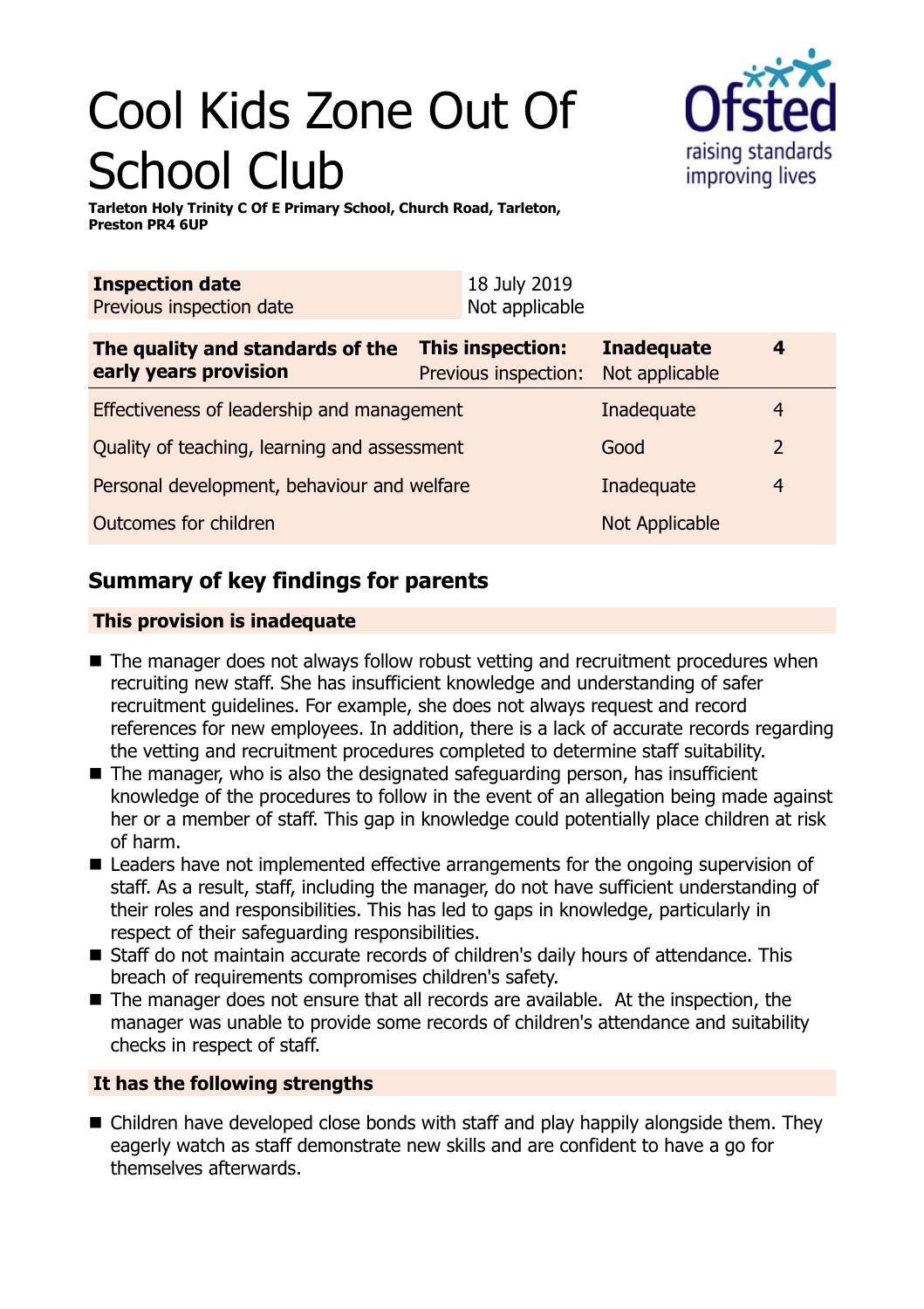# Cool Kids Zone Out Of School Club

**Tarleton Holy Trinity C Of E Primary School, Church Road, Tarleton, Preston PR4 6UP**

| **Inspection date** | 18 July 2019 |
|---|---|
| Previous inspection date | Not applicable |

| **The quality and standards of the early years provision** | **This inspection:** | **Inadequate** | **4** |
|---|---|---|---|
| | Previous inspection: | Not applicable | |
| Effectiveness of leadership and management | | Inadequate | 4 |
| Quality of teaching, learning and assessment | | Good | 2 |
| Personal development, behaviour and welfare | | Inadequate | 4 |
| Outcomes for children | | Not Applicable | |

## Summary of key findings for parents

### This provision is inadequate

- The manager does not always follow robust vetting and recruitment procedures when recruiting new staff. She has insufficient knowledge and understanding of safer recruitment guidelines. For example, she does not always request and record references for new employees. In addition, there is a lack of accurate records regarding the vetting and recruitment procedures completed to determine staff suitability.
- The manager, who is also the designated safeguarding person, has insufficient knowledge of the procedures to follow in the event of an allegation being made against her or a member of staff. This gap in knowledge could potentially place children at risk of harm.
- Leaders have not implemented effective arrangements for the ongoing supervision of staff. As a result, staff, including the manager, do not have sufficient understanding of their roles and responsibilities. This has led to gaps in knowledge, particularly in respect of their safeguarding responsibilities.
- Staff do not maintain accurate records of children's daily hours of attendance. This breach of requirements compromises children's safety.
- The manager does not ensure that all records are available. At the inspection, the manager was unable to provide some records of children's attendance and suitability checks in respect of staff.

### It has the following strengths

- Children have developed close bonds with staff and play happily alongside them. They eagerly watch as staff demonstrate new skills and are confident to have a go for themselves afterwards.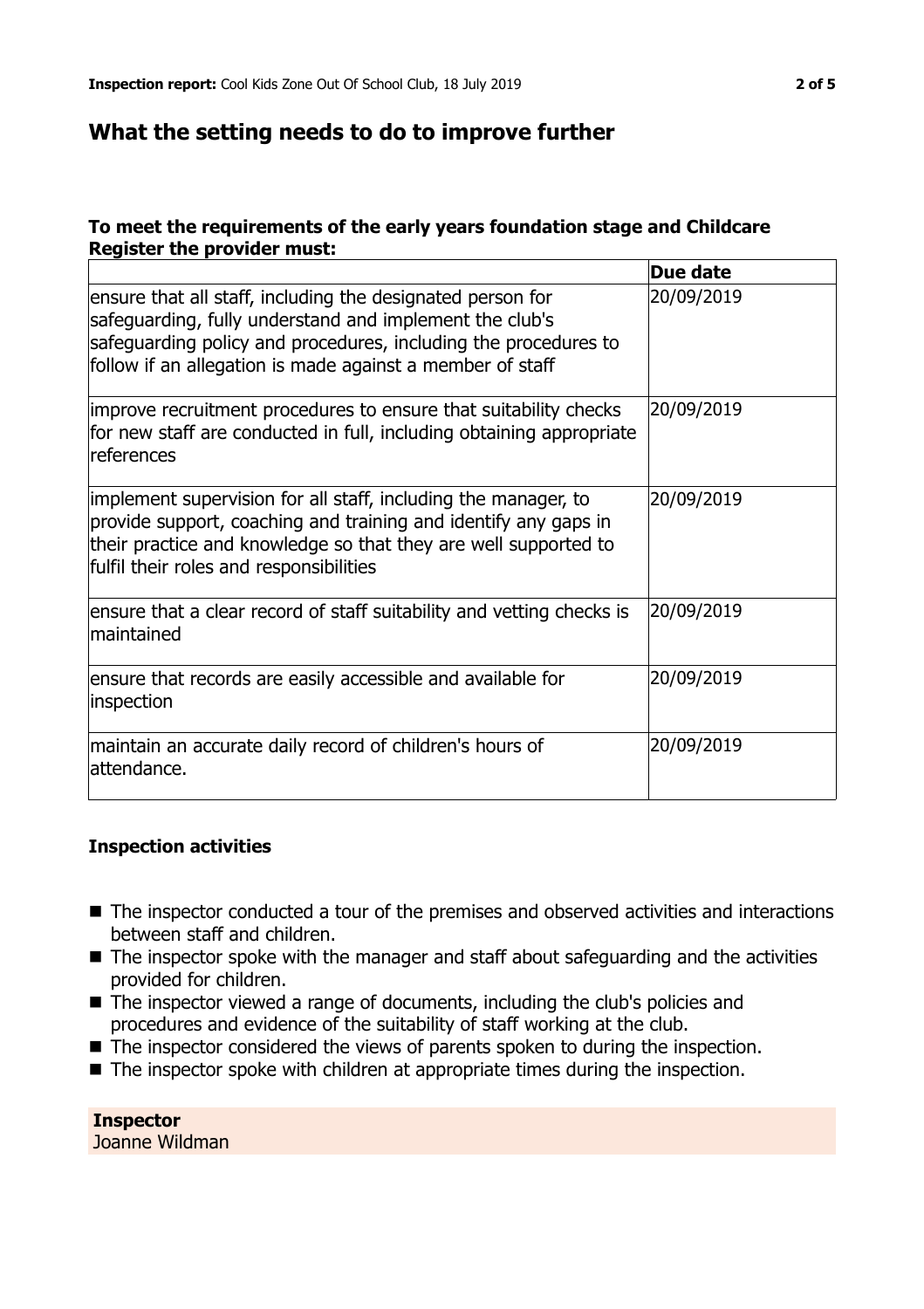## What the setting needs to do to improve further

### To meet the requirements of the early years foundation stage and Childcare Register the provider must:

| | Due date |
|---|---|
| ensure that all staff, including the designated person for safeguarding, fully understand and implement the club's safeguarding policy and procedures, including the procedures to follow if an allegation is made against a member of staff | 20/09/2019 |
| improve recruitment procedures to ensure that suitability checks for new staff are conducted in full, including obtaining appropriate references | 20/09/2019 |
| implement supervision for all staff, including the manager, to provide support, coaching and training and identify any gaps in their practice and knowledge so that they are well supported to fulfil their roles and responsibilities | 20/09/2019 |
| ensure that a clear record of staff suitability and vetting checks is maintained | 20/09/2019 |
| ensure that records are easily accessible and available for inspection | 20/09/2019 |
| maintain an accurate daily record of children's hours of attendance. | 20/09/2019 |

### Inspection activities

- The inspector conducted a tour of the premises and observed activities and interactions between staff and children.
- The inspector spoke with the manager and staff about safeguarding and the activities provided for children.
- The inspector viewed a range of documents, including the club's policies and procedures and evidence of the suitability of staff working at the club.
- The inspector considered the views of parents spoken to during the inspection.
- The inspector spoke with children at appropriate times during the inspection.

**Inspector**
Joanne Wildman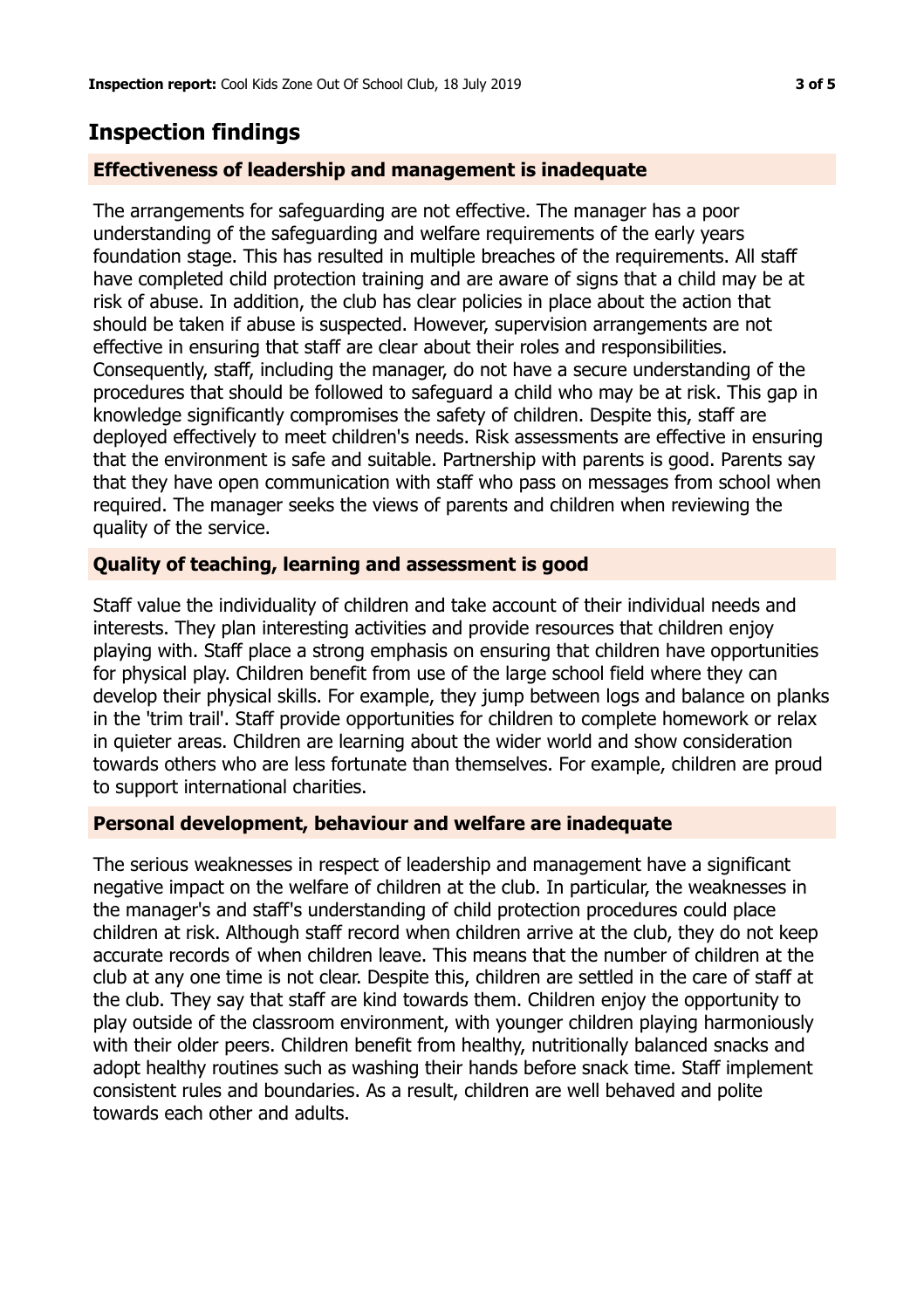## Inspection findings

### Effectiveness of leadership and management is inadequate

The arrangements for safeguarding are not effective. The manager has a poor understanding of the safeguarding and welfare requirements of the early years foundation stage. This has resulted in multiple breaches of the requirements. All staff have completed child protection training and are aware of signs that a child may be at risk of abuse. In addition, the club has clear policies in place about the action that should be taken if abuse is suspected. However, supervision arrangements are not effective in ensuring that staff are clear about their roles and responsibilities. Consequently, staff, including the manager, do not have a secure understanding of the procedures that should be followed to safeguard a child who may be at risk. This gap in knowledge significantly compromises the safety of children. Despite this, staff are deployed effectively to meet children's needs. Risk assessments are effective in ensuring that the environment is safe and suitable. Partnership with parents is good. Parents say that they have open communication with staff who pass on messages from school when required. The manager seeks the views of parents and children when reviewing the quality of the service.

### Quality of teaching, learning and assessment is good

Staff value the individuality of children and take account of their individual needs and interests. They plan interesting activities and provide resources that children enjoy playing with. Staff place a strong emphasis on ensuring that children have opportunities for physical play. Children benefit from use of the large school field where they can develop their physical skills. For example, they jump between logs and balance on planks in the 'trim trail'. Staff provide opportunities for children to complete homework or relax in quieter areas. Children are learning about the wider world and show consideration towards others who are less fortunate than themselves. For example, children are proud to support international charities.

### Personal development, behaviour and welfare are inadequate

The serious weaknesses in respect of leadership and management have a significant negative impact on the welfare of children at the club. In particular, the weaknesses in the manager's and staff's understanding of child protection procedures could place children at risk. Although staff record when children arrive at the club, they do not keep accurate records of when children leave. This means that the number of children at the club at any one time is not clear. Despite this, children are settled in the care of staff at the club. They say that staff are kind towards them. Children enjoy the opportunity to play outside of the classroom environment, with younger children playing harmoniously with their older peers. Children benefit from healthy, nutritionally balanced snacks and adopt healthy routines such as washing their hands before snack time. Staff implement consistent rules and boundaries. As a result, children are well behaved and polite towards each other and adults.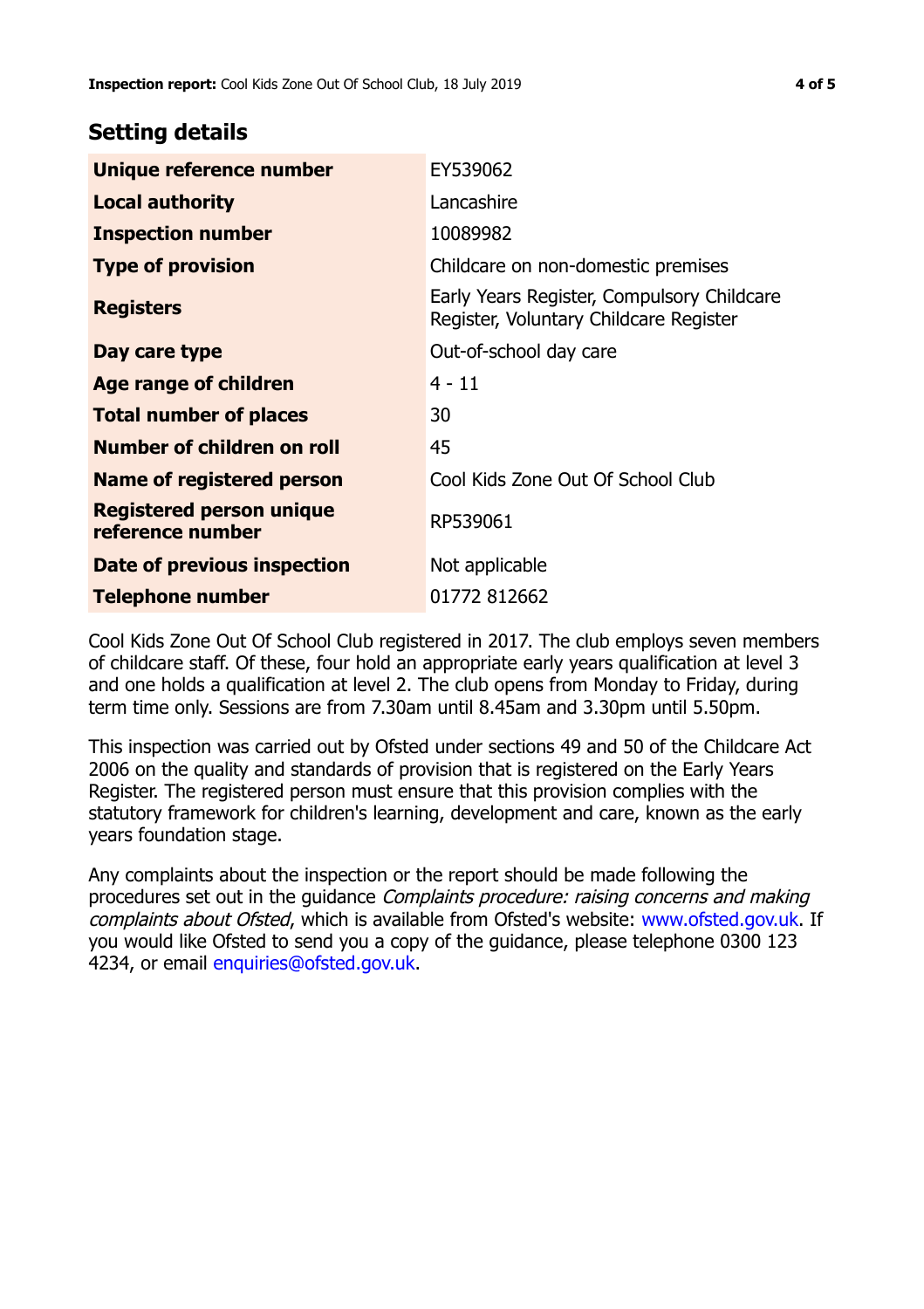## Setting details

| | |
|---|---|
| **Unique reference number** | EY539062 |
| **Local authority** | Lancashire |
| **Inspection number** | 10089982 |
| **Type of provision** | Childcare on non-domestic premises |
| **Registers** | Early Years Register, Compulsory Childcare Register, Voluntary Childcare Register |
| **Day care type** | Out-of-school day care |
| **Age range of children** | 4 - 11 |
| **Total number of places** | 30 |
| **Number of children on roll** | 45 |
| **Name of registered person** | Cool Kids Zone Out Of School Club |
| **Registered person unique reference number** | RP539061 |
| **Date of previous inspection** | Not applicable |
| **Telephone number** | 01772 812662 |

Cool Kids Zone Out Of School Club registered in 2017. The club employs seven members of childcare staff. Of these, four hold an appropriate early years qualification at level 3 and one holds a qualification at level 2. The club opens from Monday to Friday, during term time only. Sessions are from 7.30am until 8.45am and 3.30pm until 5.50pm.

This inspection was carried out by Ofsted under sections 49 and 50 of the Childcare Act 2006 on the quality and standards of provision that is registered on the Early Years Register. The registered person must ensure that this provision complies with the statutory framework for children's learning, development and care, known as the early years foundation stage.

Any complaints about the inspection or the report should be made following the procedures set out in the guidance *Complaints procedure: raising concerns and making complaints about Ofsted*, which is available from Ofsted's website: www.ofsted.gov.uk. If you would like Ofsted to send you a copy of the guidance, please telephone 0300 123 4234, or email enquiries@ofsted.gov.uk.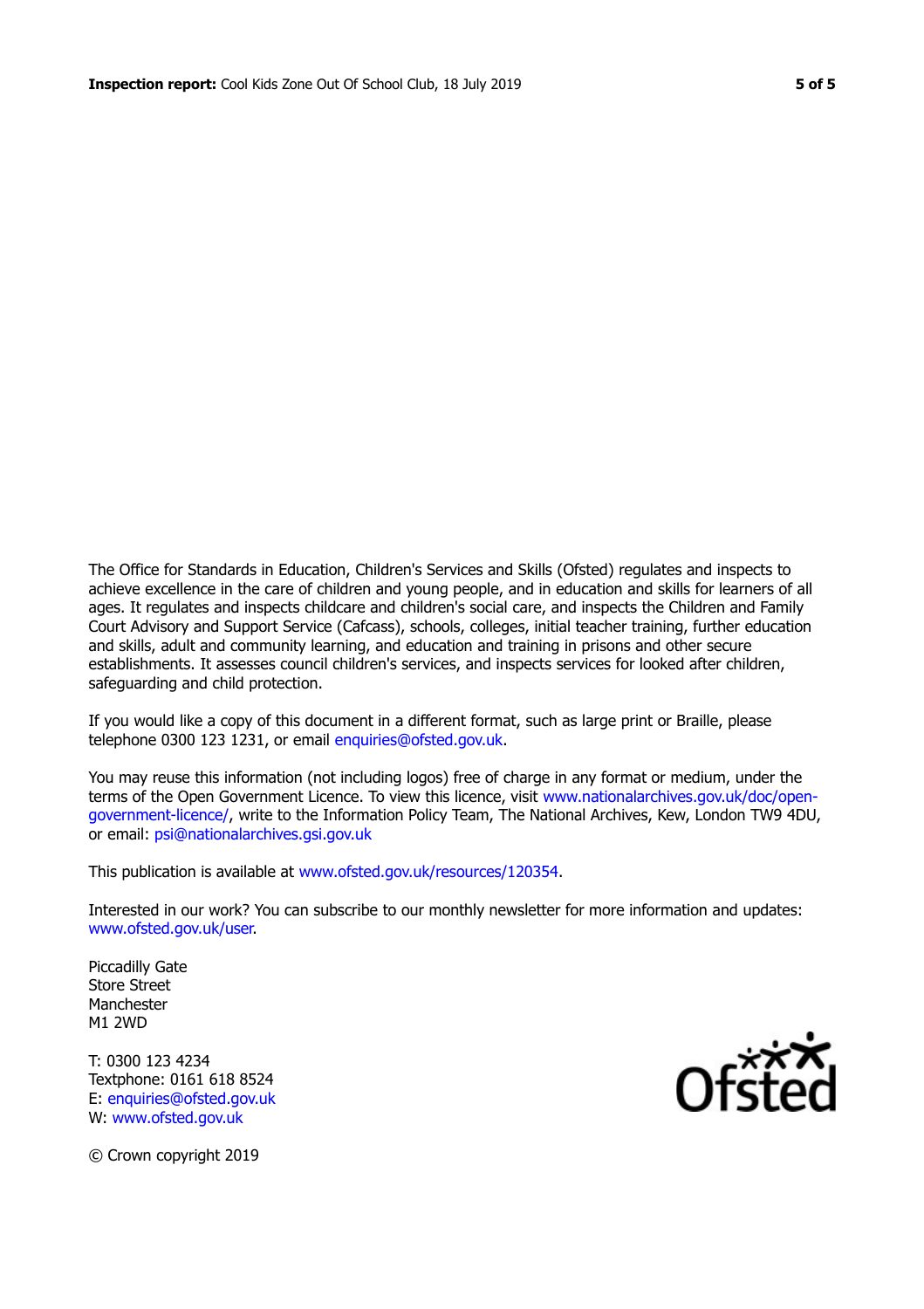The Office for Standards in Education, Children's Services and Skills (Ofsted) regulates and inspects to achieve excellence in the care of children and young people, and in education and skills for learners of all ages. It regulates and inspects childcare and children's social care, and inspects the Children and Family Court Advisory and Support Service (Cafcass), schools, colleges, initial teacher training, further education and skills, adult and community learning, and education and training in prisons and other secure establishments. It assesses council children's services, and inspects services for looked after children, safeguarding and child protection.

If you would like a copy of this document in a different format, such as large print or Braille, please telephone 0300 123 1231, or email enquiries@ofsted.gov.uk.

You may reuse this information (not including logos) free of charge in any format or medium, under the terms of the Open Government Licence. To view this licence, visit www.nationalarchives.gov.uk/doc/open-government-licence/, write to the Information Policy Team, The National Archives, Kew, London TW9 4DU, or email: psi@nationalarchives.gsi.gov.uk

This publication is available at www.ofsted.gov.uk/resources/120354.

Interested in our work? You can subscribe to our monthly newsletter for more information and updates: www.ofsted.gov.uk/user.

Piccadilly Gate
Store Street
Manchester
M1 2WD

T: 0300 123 4234
Textphone: 0161 618 8524
E: enquiries@ofsted.gov.uk
W: www.ofsted.gov.uk

© Crown copyright 2019